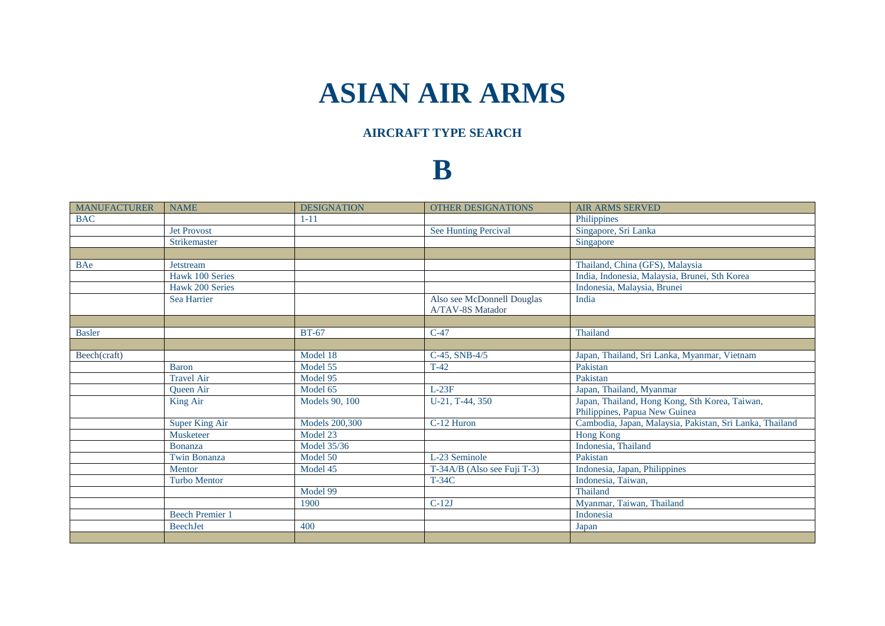# ASIAN AIR ARMS

## AIRCRAFT TYPE SEARCH

# B

| MANUFACTURER | NAME | DESIGNATION | OTHER DESIGNATIONS | AIR ARMS SERVED |
|---|---|---|---|---|
| BAC | | 1-11 | | Philippines |
| | Jet Provost | | See Hunting Percival | Singapore, Sri Lanka |
| | Strikemaster | | | Singapore |
| | | | | |
| BAe | Jetstream | | | Thailand, China (GFS), Malaysia |
| | Hawk 100 Series | | | India, Indonesia, Malaysia, Brunei, Sth Korea |
| | Hawk 200 Series | | | Indonesia, Malaysia, Brunei |
| | Sea Harrier | | Also see McDonnell Douglas A/TAV-8S Matador | India |
| | | | | |
| Basler | | BT-67 | C-47 | Thailand |
| | | | | |
| Beech(craft) | | Model 18 | C-45, SNB-4/5 | Japan, Thailand, Sri Lanka, Myanmar, Vietnam |
| | Baron | Model 55 | T-42 | Pakistan |
| | Travel Air | Model 95 | | Pakistan |
| | Queen Air | Model 65 | L-23F | Japan, Thailand, Myanmar |
| | King Air | Models 90, 100 | U-21, T-44, 350 | Japan, Thailand, Hong Kong, Sth Korea, Taiwan, Philippines, Papua New Guinea |
| | Super King Air | Models 200,300 | C-12 Huron | Cambodia, Japan, Malaysia, Pakistan, Sri Lanka, Thailand |
| | Musketeer | Model 23 | | Hong Kong |
| | Bonanza | Model 35/36 | | Indonesia, Thailand |
| | Twin Bonanza | Model 50 | L-23 Seminole | Pakistan |
| | Mentor | Model 45 | T-34A/B (Also see Fuji T-3) | Indonesia, Japan, Philippines |
| | Turbo Mentor | | T-34C | Indonesia, Taiwan, |
| | | Model 99 | | Thailand |
| | | 1900 | C-12J | Myanmar, Taiwan, Thailand |
| | Beech Premier 1 | | | Indonesia |
| | BeechJet | 400 | | Japan |
| | | | | |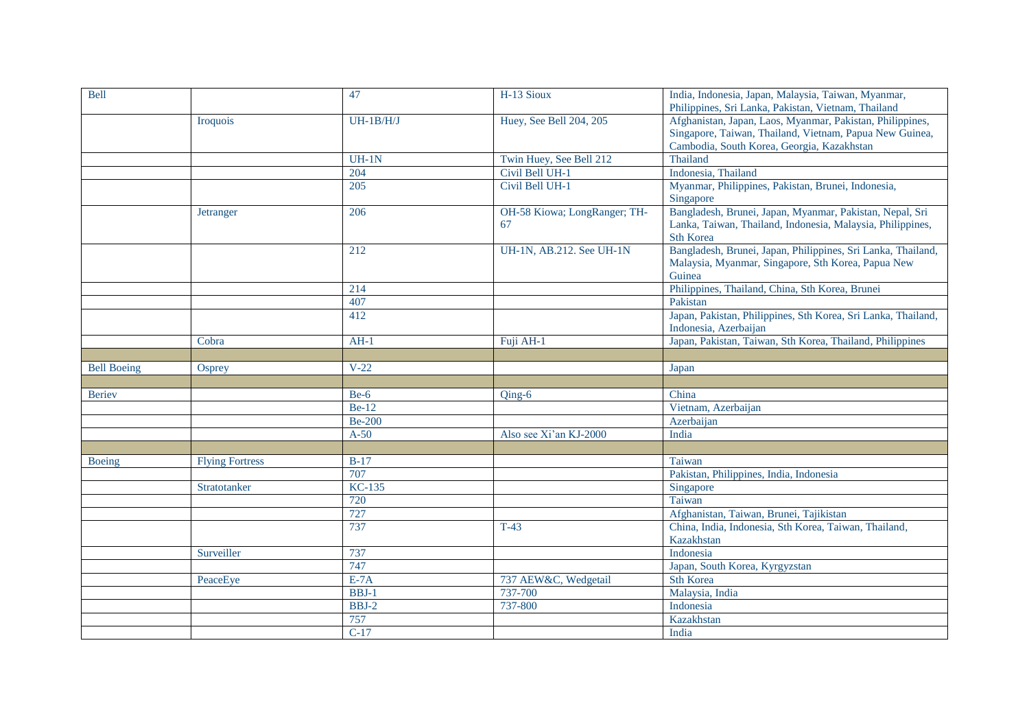| Bell | | 47 | H-13 Sioux | India, Indonesia, Japan, Malaysia, Taiwan, Myanmar, Philippines, Sri Lanka, Pakistan, Vietnam, Thailand |
|---|---|---|---|---|
| | Iroquois | UH-1B/H/J | Huey, See Bell 204, 205 | Afghanistan, Japan, Laos, Myanmar, Pakistan, Philippines, Singapore, Taiwan, Thailand, Vietnam, Papua New Guinea, Cambodia, South Korea, Georgia, Kazakhstan |
| | | UH-1N | Twin Huey, See Bell 212 | Thailand |
| | | 204 | Civil Bell UH-1 | Indonesia, Thailand |
| | | 205 | Civil Bell UH-1 | Myanmar, Philippines, Pakistan, Brunei, Indonesia, Singapore |
| | Jetranger | 206 | OH-58 Kiowa; LongRanger; TH-67 | Bangladesh, Brunei, Japan, Myanmar, Pakistan, Nepal, Sri Lanka, Taiwan, Thailand, Indonesia, Malaysia, Philippines, Sth Korea |
| | | 212 | UH-1N, AB.212. See UH-1N | Bangladesh, Brunei, Japan, Philippines, Sri Lanka, Thailand, Malaysia, Myanmar, Singapore, Sth Korea, Papua New Guinea |
| | | 214 | | Philippines, Thailand, China, Sth Korea, Brunei |
| | | 407 | | Pakistan |
| | | 412 | | Japan, Pakistan, Philippines, Sth Korea, Sri Lanka, Thailand, Indonesia, Azerbaijan |
| | Cobra | AH-1 | Fuji AH-1 | Japan, Pakistan, Taiwan, Sth Korea, Thailand, Philippines |
| | | | | |
| Bell Boeing | Osprey | V-22 | | Japan |
| | | | | |
| Beriev | | Be-6 | Qing-6 | China |
| | | Be-12 | | Vietnam, Azerbaijan |
| | | Be-200 | | Azerbaijan |
| | | A-50 | Also see Xi'an KJ-2000 | India |
| | | | | |
| Boeing | Flying Fortress | B-17 | | Taiwan |
| | | 707 | | Pakistan, Philippines, India, Indonesia |
| | Stratotanker | KC-135 | | Singapore |
| | | 720 | | Taiwan |
| | | 727 | | Afghanistan, Taiwan, Brunei, Tajikistan |
| | | 737 | T-43 | China, India, Indonesia, Sth Korea, Taiwan, Thailand, Kazakhstan |
| | Surveiller | 737 | | Indonesia |
| | | 747 | | Japan, South Korea, Kyrgyzstan |
| | PeaceEye | E-7A | 737 AEW&C, Wedgetail | Sth Korea |
| | | BBJ-1 | 737-700 | Malaysia, India |
| | | BBJ-2 | 737-800 | Indonesia |
| | | 757 | | Kazakhstan |
| | | C-17 | | India |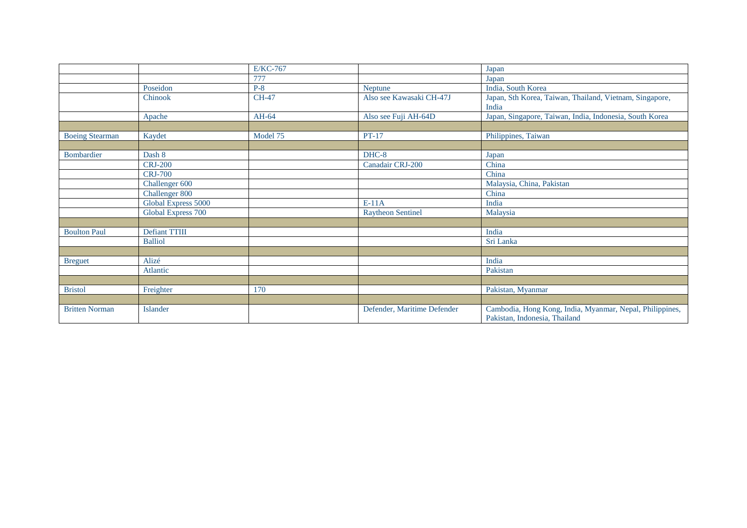| | | | | |
|---|---|---|---|---|
| | | E/KC-767 | | Japan |
| | | 777 | | Japan |
| | Poseidon | P-8 | Neptune | India, South Korea |
| | Chinook | CH-47 | Also see Kawasaki CH-47J | Japan, Sth Korea, Taiwan, Thailand, Vietnam, Singapore, India |
| | Apache | AH-64 | Also see Fuji AH-64D | Japan, Singapore, Taiwan, India, Indonesia, South Korea |
| | | | | |
| Boeing Stearman | Kaydet | Model 75 | PT-17 | Philippines, Taiwan |
| | | | | |
| Bombardier | Dash 8 | | DHC-8 | Japan |
| | CRJ-200 | | Canadair CRJ-200 | China |
| | CRJ-700 | | | China |
| | Challenger 600 | | | Malaysia, China, Pakistan |
| | Challenger 800 | | | China |
| | Global Express 5000 | | E-11A | India |
| | Global Express 700 | | Raytheon Sentinel | Malaysia |
| | | | | |
| Boulton Paul | Defiant TTIII | | | India |
| | Balliol | | | Sri Lanka |
| | | | | |
| Breguet | Alizé | | | India |
| | Atlantic | | | Pakistan |
| | | | | |
| Bristol | Freighter | 170 | | Pakistan, Myanmar |
| | | | | |
| Britten Norman | Islander | | Defender, Maritime Defender | Cambodia, Hong Kong, India, Myanmar, Nepal, Philippines, Pakistan, Indonesia, Thailand |